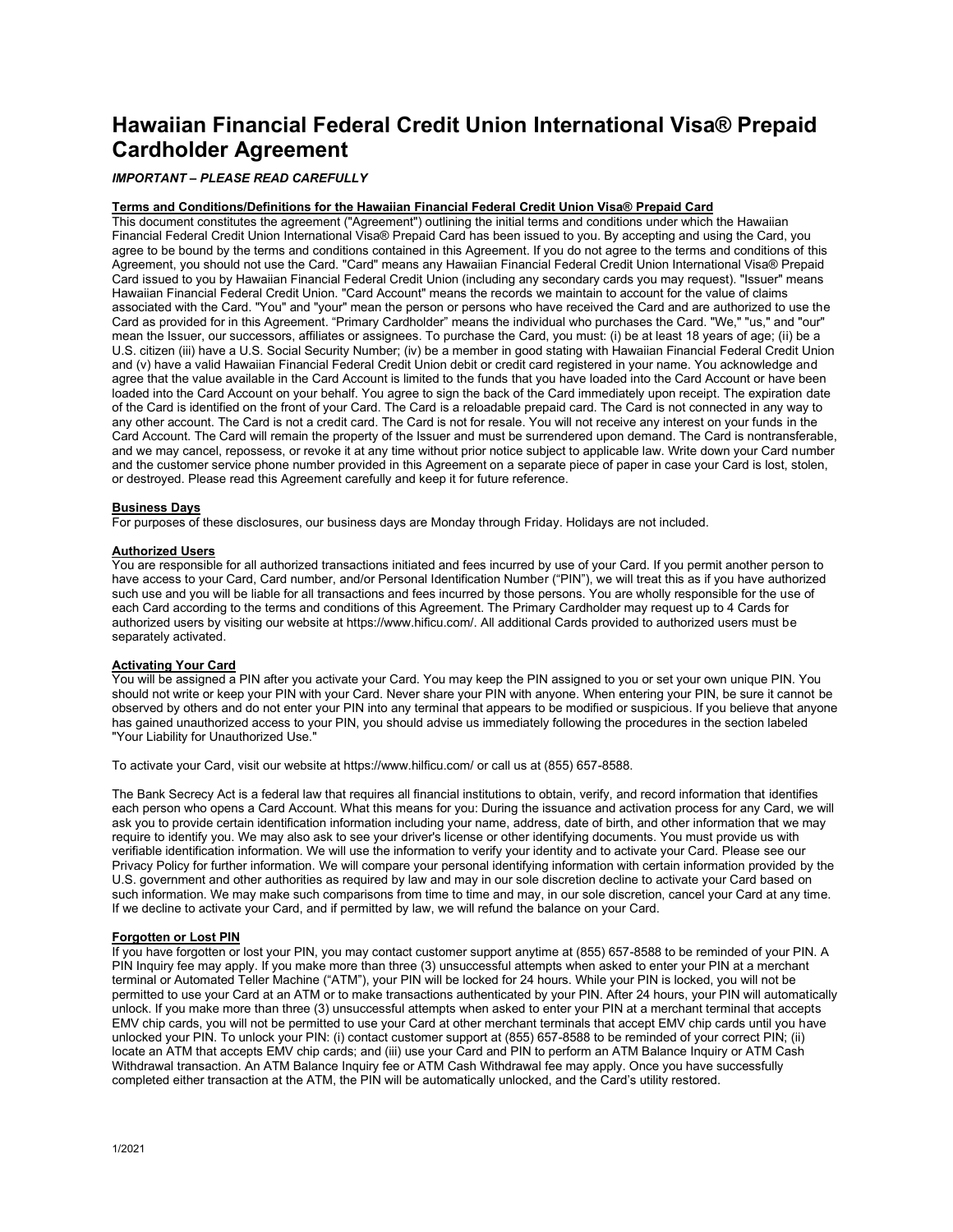# Hawaiian Financial Federal Credit Union International Visa® Prepaid Cardholder Agreement

***IMPORTANT – PLEASE READ CAREFULLY***

**Terms and Conditions/Definitions for the Hawaiian Financial Federal Credit Union Visa® Prepaid Card**

This document constitutes the agreement ("Agreement") outlining the initial terms and conditions under which the Hawaiian Financial Federal Credit Union International Visa® Prepaid Card has been issued to you. By accepting and using the Card, you agree to be bound by the terms and conditions contained in this Agreement. If you do not agree to the terms and conditions of this Agreement, you should not use the Card. "Card" means any Hawaiian Financial Federal Credit Union International Visa® Prepaid Card issued to you by Hawaiian Financial Federal Credit Union (including any secondary cards you may request). "Issuer" means Hawaiian Financial Federal Credit Union. "Card Account" means the records we maintain to account for the value of claims associated with the Card. "You" and "your" mean the person or persons who have received the Card and are authorized to use the Card as provided for in this Agreement. "Primary Cardholder" means the individual who purchases the Card. "We," "us," and "our" mean the Issuer, our successors, affiliates or assignees. To purchase the Card, you must: (i) be at least 18 years of age; (ii) be a U.S. citizen (iii) have a U.S. Social Security Number; (iv) be a member in good stating with Hawaiian Financial Federal Credit Union and (v) have a valid Hawaiian Financial Federal Credit Union debit or credit card registered in your name. You acknowledge and agree that the value available in the Card Account is limited to the funds that you have loaded into the Card Account or have been loaded into the Card Account on your behalf. You agree to sign the back of the Card immediately upon receipt. The expiration date of the Card is identified on the front of your Card. The Card is a reloadable prepaid card. The Card is not connected in any way to any other account. The Card is not a credit card. The Card is not for resale. You will not receive any interest on your funds in the Card Account. The Card will remain the property of the Issuer and must be surrendered upon demand. The Card is nontransferable, and we may cancel, repossess, or revoke it at any time without prior notice subject to applicable law. Write down your Card number and the customer service phone number provided in this Agreement on a separate piece of paper in case your Card is lost, stolen, or destroyed. Please read this Agreement carefully and keep it for future reference.

**Business Days**

For purposes of these disclosures, our business days are Monday through Friday. Holidays are not included.

**Authorized Users**

You are responsible for all authorized transactions initiated and fees incurred by use of your Card. If you permit another person to have access to your Card, Card number, and/or Personal Identification Number ("PIN"), we will treat this as if you have authorized such use and you will be liable for all transactions and fees incurred by those persons. You are wholly responsible for the use of each Card according to the terms and conditions of this Agreement. The Primary Cardholder may request up to 4 Cards for authorized users by visiting our website at https://www.hifícu.com/. All additional Cards provided to authorized users must be separately activated.

**Activating Your Card**

You will be assigned a PIN after you activate your Card. You may keep the PIN assigned to you or set your own unique PIN. You should not write or keep your PIN with your Card. Never share your PIN with anyone. When entering your PIN, be sure it cannot be observed by others and do not enter your PIN into any terminal that appears to be modified or suspicious. If you believe that anyone has gained unauthorized access to your PIN, you should advise us immediately following the procedures in the section labeled "Your Liability for Unauthorized Use."

To activate your Card, visit our website at https://www.hilficu.com/ or call us at (855) 657-8588.

The Bank Secrecy Act is a federal law that requires all financial institutions to obtain, verify, and record information that identifies each person who opens a Card Account. What this means for you: During the issuance and activation process for any Card, we will ask you to provide certain identification information including your name, address, date of birth, and other information that we may require to identify you. We may also ask to see your driver's license or other identifying documents. You must provide us with verifiable identification information. We will use the information to verify your identity and to activate your Card. Please see our Privacy Policy for further information. We will compare your personal identifying information with certain information provided by the U.S. government and other authorities as required by law and may in our sole discretion decline to activate your Card based on such information. We may make such comparisons from time to time and may, in our sole discretion, cancel your Card at any time. If we decline to activate your Card, and if permitted by law, we will refund the balance on your Card.

**Forgotten or Lost PIN**

If you have forgotten or lost your PIN, you may contact customer support anytime at (855) 657-8588 to be reminded of your PIN. A PIN Inquiry fee may apply. If you make more than three (3) unsuccessful attempts when asked to enter your PIN at a merchant terminal or Automated Teller Machine ("ATM"), your PIN will be locked for 24 hours. While your PIN is locked, you will not be permitted to use your Card at an ATM or to make transactions authenticated by your PIN. After 24 hours, your PIN will automatically unlock. If you make more than three (3) unsuccessful attempts when asked to enter your PIN at a merchant terminal that accepts EMV chip cards, you will not be permitted to use your Card at other merchant terminals that accept EMV chip cards until you have unlocked your PIN. To unlock your PIN: (i) contact customer support at (855) 657-8588 to be reminded of your correct PIN; (ii) locate an ATM that accepts EMV chip cards; and (iii) use your Card and PIN to perform an ATM Balance Inquiry or ATM Cash Withdrawal transaction. An ATM Balance Inquiry fee or ATM Cash Withdrawal fee may apply. Once you have successfully completed either transaction at the ATM, the PIN will be automatically unlocked, and the Card's utility restored.

1/2021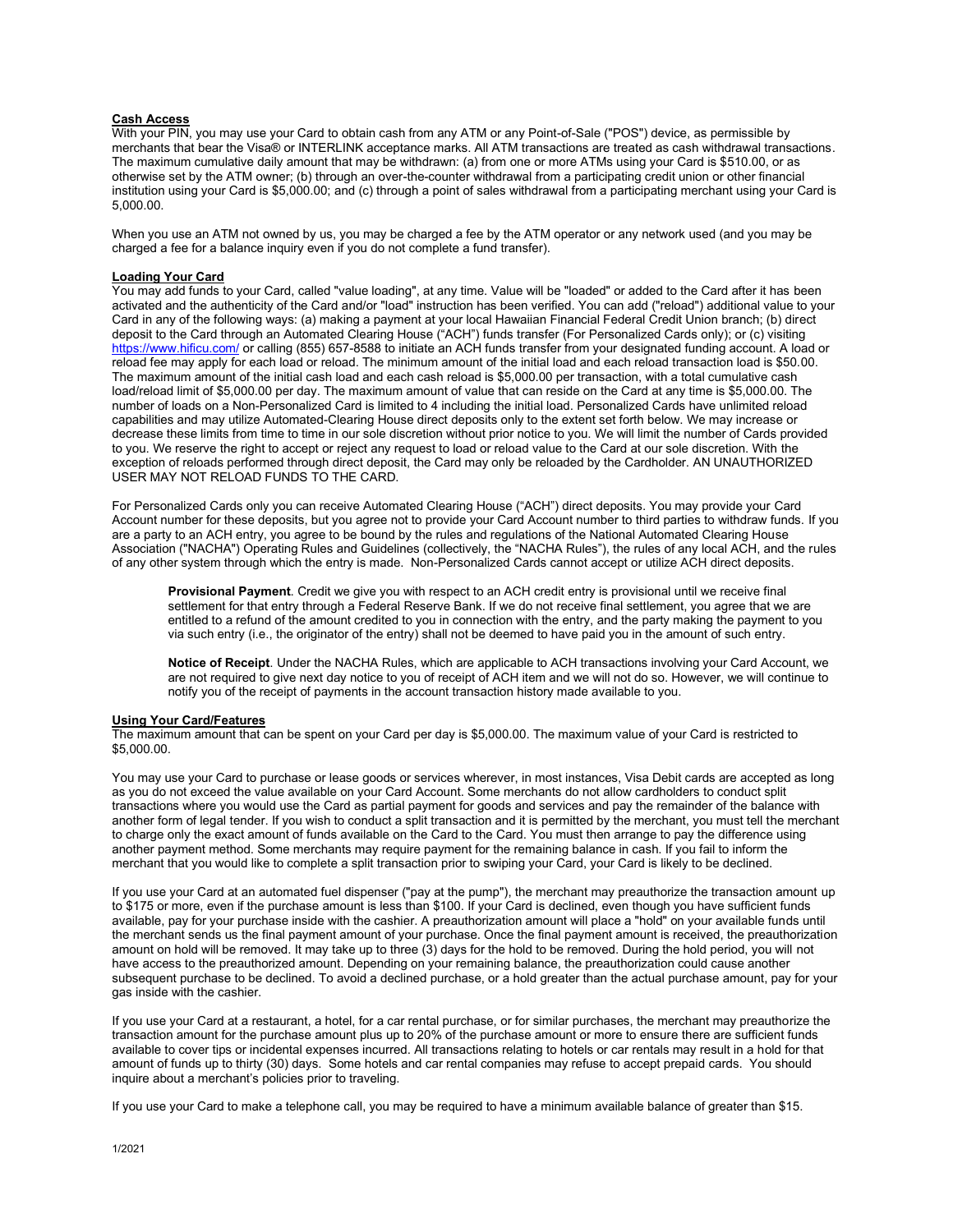**Cash Access**

With your PIN, you may use your Card to obtain cash from any ATM or any Point-of-Sale ("POS") device, as permissible by merchants that bear the Visa® or INTERLINK acceptance marks. All ATM transactions are treated as cash withdrawal transactions. The maximum cumulative daily amount that may be withdrawn: (a) from one or more ATMs using your Card is $510.00, or as otherwise set by the ATM owner; (b) through an over-the-counter withdrawal from a participating credit union or other financial institution using your Card is $5,000.00; and (c) through a point of sales withdrawal from a participating merchant using your Card is 5,000.00.

When you use an ATM not owned by us, you may be charged a fee by the ATM operator or any network used (and you may be charged a fee for a balance inquiry even if you do not complete a fund transfer).

**Loading Your Card**

You may add funds to your Card, called "value loading", at any time. Value will be "loaded" or added to the Card after it has been activated and the authenticity of the Card and/or "load" instruction has been verified. You can add ("reload") additional value to your Card in any of the following ways: (a) making a payment at your local Hawaiian Financial Federal Credit Union branch; (b) direct deposit to the Card through an Automated Clearing House ("ACH") funds transfer (For Personalized Cards only); or (c) visiting https://www.hificu.com/ or calling (855) 657-8588 to initiate an ACH funds transfer from your designated funding account. A load or reload fee may apply for each load or reload. The minimum amount of the initial load and each reload transaction load is $50.00. The maximum amount of the initial cash load and each cash reload is $5,000.00 per transaction, with a total cumulative cash load/reload limit of $5,000.00 per day. The maximum amount of value that can reside on the Card at any time is $5,000.00. The number of loads on a Non-Personalized Card is limited to 4 including the initial load. Personalized Cards have unlimited reload capabilities and may utilize Automated-Clearing House direct deposits only to the extent set forth below. We may increase or decrease these limits from time to time in our sole discretion without prior notice to you. We will limit the number of Cards provided to you. We reserve the right to accept or reject any request to load or reload value to the Card at our sole discretion. With the exception of reloads performed through direct deposit, the Card may only be reloaded by the Cardholder. AN UNAUTHORIZED USER MAY NOT RELOAD FUNDS TO THE CARD.

For Personalized Cards only you can receive Automated Clearing House ("ACH") direct deposits. You may provide your Card Account number for these deposits, but you agree not to provide your Card Account number to third parties to withdraw funds. If you are a party to an ACH entry, you agree to be bound by the rules and regulations of the National Automated Clearing House Association ("NACHA") Operating Rules and Guidelines (collectively, the "NACHA Rules"), the rules of any local ACH, and the rules of any other system through which the entry is made. Non-Personalized Cards cannot accept or utilize ACH direct deposits.

> **Provisional Payment**. Credit we give you with respect to an ACH credit entry is provisional until we receive final settlement for that entry through a Federal Reserve Bank. If we do not receive final settlement, you agree that we are entitled to a refund of the amount credited to you in connection with the entry, and the party making the payment to you via such entry (i.e., the originator of the entry) shall not be deemed to have paid you in the amount of such entry.
>
> **Notice of Receipt**. Under the NACHA Rules, which are applicable to ACH transactions involving your Card Account, we are not required to give next day notice to you of receipt of ACH item and we will not do so. However, we will continue to notify you of the receipt of payments in the account transaction history made available to you.

**Using Your Card/Features**

The maximum amount that can be spent on your Card per day is $5,000.00. The maximum value of your Card is restricted to $5,000.00.

You may use your Card to purchase or lease goods or services wherever, in most instances, Visa Debit cards are accepted as long as you do not exceed the value available on your Card Account. Some merchants do not allow cardholders to conduct split transactions where you would use the Card as partial payment for goods and services and pay the remainder of the balance with another form of legal tender. If you wish to conduct a split transaction and it is permitted by the merchant, you must tell the merchant to charge only the exact amount of funds available on the Card to the Card. You must then arrange to pay the difference using another payment method. Some merchants may require payment for the remaining balance in cash. If you fail to inform the merchant that you would like to complete a split transaction prior to swiping your Card, your Card is likely to be declined.

If you use your Card at an automated fuel dispenser ("pay at the pump"), the merchant may preauthorize the transaction amount up to $175 or more, even if the purchase amount is less than $100. If your Card is declined, even though you have sufficient funds available, pay for your purchase inside with the cashier. A preauthorization amount will place a "hold" on your available funds until the merchant sends us the final payment amount of your purchase. Once the final payment amount is received, the preauthorization amount on hold will be removed. It may take up to three (3) days for the hold to be removed. During the hold period, you will not have access to the preauthorized amount. Depending on your remaining balance, the preauthorization could cause another subsequent purchase to be declined. To avoid a declined purchase, or a hold greater than the actual purchase amount, pay for your gas inside with the cashier.

If you use your Card at a restaurant, a hotel, for a car rental purchase, or for similar purchases, the merchant may preauthorize the transaction amount for the purchase amount plus up to 20% of the purchase amount or more to ensure there are sufficient funds available to cover tips or incidental expenses incurred. All transactions relating to hotels or car rentals may result in a hold for that amount of funds up to thirty (30) days. Some hotels and car rental companies may refuse to accept prepaid cards. You should inquire about a merchant's policies prior to traveling.

If you use your Card to make a telephone call, you may be required to have a minimum available balance of greater than $15.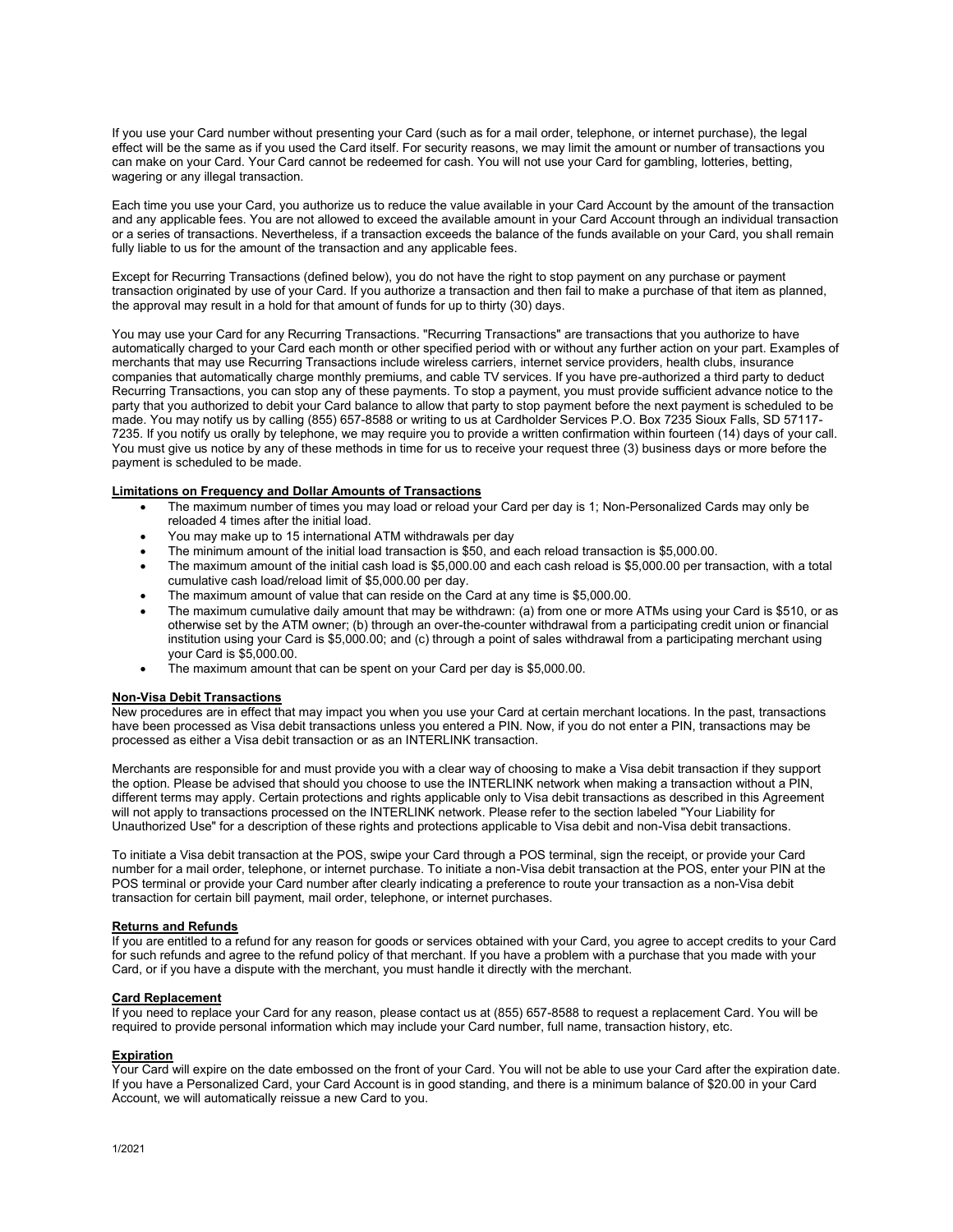If you use your Card number without presenting your Card (such as for a mail order, telephone, or internet purchase), the legal effect will be the same as if you used the Card itself. For security reasons, we may limit the amount or number of transactions you can make on your Card. Your Card cannot be redeemed for cash. You will not use your Card for gambling, lotteries, betting, wagering or any illegal transaction.

Each time you use your Card, you authorize us to reduce the value available in your Card Account by the amount of the transaction and any applicable fees. You are not allowed to exceed the available amount in your Card Account through an individual transaction or a series of transactions. Nevertheless, if a transaction exceeds the balance of the funds available on your Card, you shall remain fully liable to us for the amount of the transaction and any applicable fees.

Except for Recurring Transactions (defined below), you do not have the right to stop payment on any purchase or payment transaction originated by use of your Card. If you authorize a transaction and then fail to make a purchase of that item as planned, the approval may result in a hold for that amount of funds for up to thirty (30) days.

You may use your Card for any Recurring Transactions. "Recurring Transactions" are transactions that you authorize to have automatically charged to your Card each month or other specified period with or without any further action on your part. Examples of merchants that may use Recurring Transactions include wireless carriers, internet service providers, health clubs, insurance companies that automatically charge monthly premiums, and cable TV services. If you have pre-authorized a third party to deduct Recurring Transactions, you can stop any of these payments. To stop a payment, you must provide sufficient advance notice to the party that you authorized to debit your Card balance to allow that party to stop payment before the next payment is scheduled to be made. You may notify us by calling (855) 657-8588 or writing to us at Cardholder Services P.O. Box 7235 Sioux Falls, SD 57117-7235. If you notify us orally by telephone, we may require you to provide a written confirmation within fourteen (14) days of your call. You must give us notice by any of these methods in time for us to receive your request three (3) business days or more before the payment is scheduled to be made.

**Limitations on Frequency and Dollar Amounts of Transactions**

- The maximum number of times you may load or reload your Card per day is 1; Non-Personalized Cards may only be reloaded 4 times after the initial load.
- You may make up to 15 international ATM withdrawals per day
- The minimum amount of the initial load transaction is $50, and each reload transaction is $5,000.00.
- The maximum amount of the initial cash load is $5,000.00 and each cash reload is $5,000.00 per transaction, with a total cumulative cash load/reload limit of $5,000.00 per day.
- The maximum amount of value that can reside on the Card at any time is $5,000.00.
- The maximum cumulative daily amount that may be withdrawn: (a) from one or more ATMs using your Card is $510, or as otherwise set by the ATM owner; (b) through an over-the-counter withdrawal from a participating credit union or financial institution using your Card is $5,000.00; and (c) through a point of sales withdrawal from a participating merchant using your Card is $5,000.00.
- The maximum amount that can be spent on your Card per day is $5,000.00.

**Non-Visa Debit Transactions**

New procedures are in effect that may impact you when you use your Card at certain merchant locations. In the past, transactions have been processed as Visa debit transactions unless you entered a PIN. Now, if you do not enter a PIN, transactions may be processed as either a Visa debit transaction or as an INTERLINK transaction.

Merchants are responsible for and must provide you with a clear way of choosing to make a Visa debit transaction if they support the option. Please be advised that should you choose to use the INTERLINK network when making a transaction without a PIN, different terms may apply. Certain protections and rights applicable only to Visa debit transactions as described in this Agreement will not apply to transactions processed on the INTERLINK network. Please refer to the section labeled "Your Liability for Unauthorized Use" for a description of these rights and protections applicable to Visa debit and non-Visa debit transactions.

To initiate a Visa debit transaction at the POS, swipe your Card through a POS terminal, sign the receipt, or provide your Card number for a mail order, telephone, or internet purchase. To initiate a non-Visa debit transaction at the POS, enter your PIN at the POS terminal or provide your Card number after clearly indicating a preference to route your transaction as a non-Visa debit transaction for certain bill payment, mail order, telephone, or internet purchases.

**Returns and Refunds**

If you are entitled to a refund for any reason for goods or services obtained with your Card, you agree to accept credits to your Card for such refunds and agree to the refund policy of that merchant. If you have a problem with a purchase that you made with your Card, or if you have a dispute with the merchant, you must handle it directly with the merchant.

**Card Replacement**

If you need to replace your Card for any reason, please contact us at (855) 657-8588 to request a replacement Card. You will be required to provide personal information which may include your Card number, full name, transaction history, etc.

**Expiration**

Your Card will expire on the date embossed on the front of your Card. You will not be able to use your Card after the expiration date. If you have a Personalized Card, your Card Account is in good standing, and there is a minimum balance of $20.00 in your Card Account, we will automatically reissue a new Card to you.

1/2021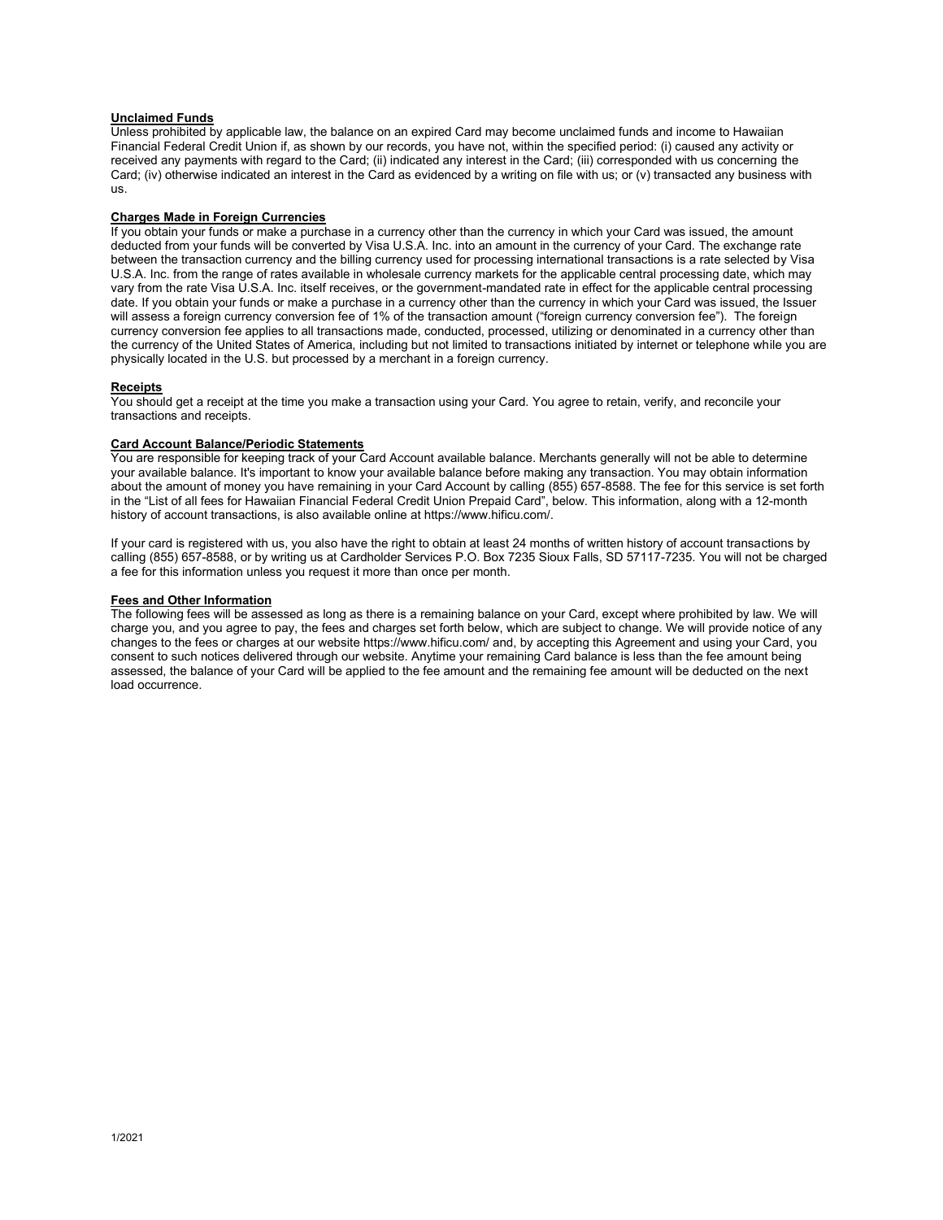**Unclaimed Funds**

Unless prohibited by applicable law, the balance on an expired Card may become unclaimed funds and income to Hawaiian Financial Federal Credit Union if, as shown by our records, you have not, within the specified period: (i) caused any activity or received any payments with regard to the Card; (ii) indicated any interest in the Card; (iii) corresponded with us concerning the Card; (iv) otherwise indicated an interest in the Card as evidenced by a writing on file with us; or (v) transacted any business with us.

**Charges Made in Foreign Currencies**

If you obtain your funds or make a purchase in a currency other than the currency in which your Card was issued, the amount deducted from your funds will be converted by Visa U.S.A. Inc. into an amount in the currency of your Card. The exchange rate between the transaction currency and the billing currency used for processing international transactions is a rate selected by Visa U.S.A. Inc. from the range of rates available in wholesale currency markets for the applicable central processing date, which may vary from the rate Visa U.S.A. Inc. itself receives, or the government-mandated rate in effect for the applicable central processing date. If you obtain your funds or make a purchase in a currency other than the currency in which your Card was issued, the Issuer will assess a foreign currency conversion fee of 1% of the transaction amount ("foreign currency conversion fee"). The foreign currency conversion fee applies to all transactions made, conducted, processed, utilizing or denominated in a currency other than the currency of the United States of America, including but not limited to transactions initiated by internet or telephone while you are physically located in the U.S. but processed by a merchant in a foreign currency.

**Receipts**

You should get a receipt at the time you make a transaction using your Card. You agree to retain, verify, and reconcile your transactions and receipts.

**Card Account Balance/Periodic Statements**

You are responsible for keeping track of your Card Account available balance. Merchants generally will not be able to determine your available balance. It's important to know your available balance before making any transaction. You may obtain information about the amount of money you have remaining in your Card Account by calling (855) 657-8588. The fee for this service is set forth in the "List of all fees for Hawaiian Financial Federal Credit Union Prepaid Card", below. This information, along with a 12-month history of account transactions, is also available online at https://www.hificu.com/.

If your card is registered with us, you also have the right to obtain at least 24 months of written history of account transactions by calling (855) 657-8588, or by writing us at Cardholder Services P.O. Box 7235 Sioux Falls, SD 57117-7235. You will not be charged a fee for this information unless you request it more than once per month.

**Fees and Other Information**

The following fees will be assessed as long as there is a remaining balance on your Card, except where prohibited by law. We will charge you, and you agree to pay, the fees and charges set forth below, which are subject to change. We will provide notice of any changes to the fees or charges at our website https://www.hificu.com/ and, by accepting this Agreement and using your Card, you consent to such notices delivered through our website. Anytime your remaining Card balance is less than the fee amount being assessed, the balance of your Card will be applied to the fee amount and the remaining fee amount will be deducted on the next load occurrence.

1/2021